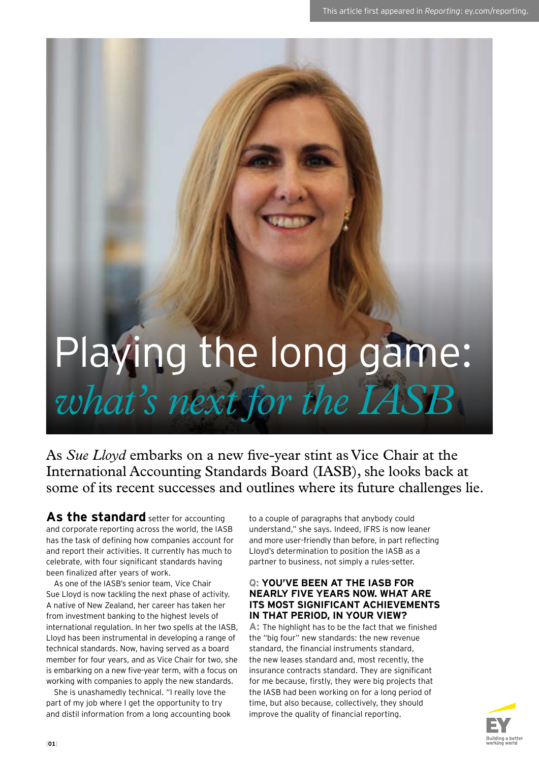This article first appeared in *Reporting*: ey.com/reporting.

# Playing the long game: *what's next for the IASB*

As *Sue Lloyd* embarks on a new five-year stint as Vice Chair at the International Accounting Standards Board (IASB), she looks back at some of its recent successes and outlines where its future challenges lie.

**As the standard** setter for accounting and corporate reporting across the world, the IASB has the task of defining how companies account for and report their activities. It currently has much to celebrate, with four significant standards having been finalized after years of work.

As one of the IASB's senior team, Vice Chair Sue Lloyd is now tackling the next phase of activity. A native of New Zealand, her career has taken her from investment banking to the highest levels of international regulation. In her two spells at the IASB, Lloyd has been instrumental in developing a range of technical standards. Now, having served as a board member for four years, and as Vice Chair for two, she is embarking on a new five-year term, with a focus on working with companies to apply the new standards.

She is unashamedly technical. "I really love the part of my job where I get the opportunity to try and distil information from a long accounting book to a couple of paragraphs that anybody could understand," she says. Indeed, IFRS is now leaner and more user-friendly than before, in part reflecting Lloyd's determination to position the IASB as a partner to business, not simply a rules-setter.

**Q: YOU'VE BEEN AT THE IASB FOR NEARLY FIVE YEARS NOW. WHAT ARE ITS MOST SIGNIFICANT ACHIEVEMENTS IN THAT PERIOD, IN YOUR VIEW?**

**A:** The highlight has to be the fact that we finished the "big four" new standards: the new revenue standard, the financial instruments standard, the new leases standard and, most recently, the insurance contracts standard. They are significant for me because, firstly, they were big projects that the IASB had been working on for a long period of time, but also because, collectively, they should improve the quality of financial reporting.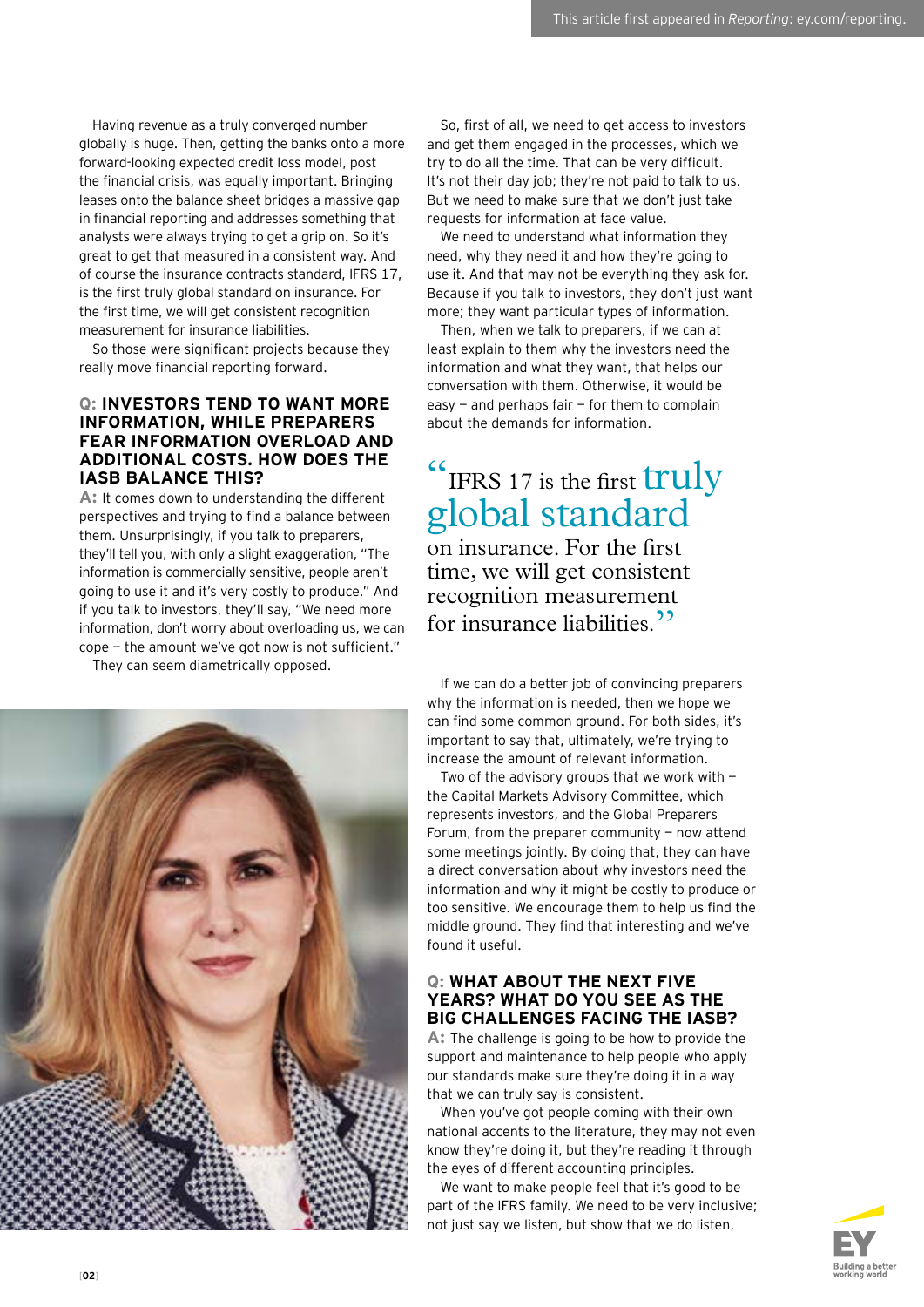Having revenue as a truly converged number globally is huge. Then, getting the banks onto a more forward-looking expected credit loss model, post the financial crisis, was equally important. Bringing leases onto the balance sheet bridges a massive gap in financial reporting and addresses something that analysts were always trying to get a grip on. So it's great to get that measured in a consistent way. And of course the insurance contracts standard, IFRS 17, is the first truly global standard on insurance. For the first time, we will get consistent recognition measurement for insurance liabilities.

So those were significant projects because they really move financial reporting forward.

**Q: INVESTORS TEND TO WANT MORE INFORMATION, WHILE PREPARERS FEAR INFORMATION OVERLOAD AND ADDITIONAL COSTS. HOW DOES THE IASB BALANCE THIS?**

**A:** It comes down to understanding the different perspectives and trying to find a balance between them. Unsurprisingly, if you talk to preparers, they'll tell you, with only a slight exaggeration, "The information is commercially sensitive, people aren't going to use it and it's very costly to produce." And if you talk to investors, they'll say, "We need more information, don't worry about overloading us, we can cope – the amount we've got now is not sufficient." They can seem diametrically opposed.

So, first of all, we need to get access to investors and get them engaged in the processes, which we try to do all the time. That can be very difficult. It's not their day job; they're not paid to talk to us. But we need to make sure that we don't just take requests for information at face value.

We need to understand what information they need, why they need it and how they're going to use it. And that may not be everything they ask for. Because if you talk to investors, they don't just want more; they want particular types of information.

Then, when we talk to preparers, if we can at least explain to them why the investors need the information and what they want, that helps our conversation with them. Otherwise, it would be easy – and perhaps fair – for them to complain about the demands for information.

> "IFRS 17 is the first truly global standard on insurance. For the first time, we will get consistent recognition measurement for insurance liabilities."

If we can do a better job of convincing preparers why the information is needed, then we hope we can find some common ground. For both sides, it's important to say that, ultimately, we're trying to increase the amount of relevant information.

Two of the advisory groups that we work with – the Capital Markets Advisory Committee, which represents investors, and the Global Preparers Forum, from the preparer community – now attend some meetings jointly. By doing that, they can have a direct conversation about why investors need the information and why it might be costly to produce or too sensitive. We encourage them to help us find the middle ground. They find that interesting and we've found it useful.

**Q: WHAT ABOUT THE NEXT FIVE YEARS? WHAT DO YOU SEE AS THE BIG CHALLENGES FACING THE IASB?**

**A:** The challenge is going to be how to provide the support and maintenance to help people who apply our standards make sure they're doing it in a way that we can truly say is consistent.

When you've got people coming with their own national accents to the literature, they may not even know they're doing it, but they're reading it through the eyes of different accounting principles.

We want to make people feel that it's good to be part of the IFRS family. We need to be very inclusive; not just say we listen, but show that we do listen,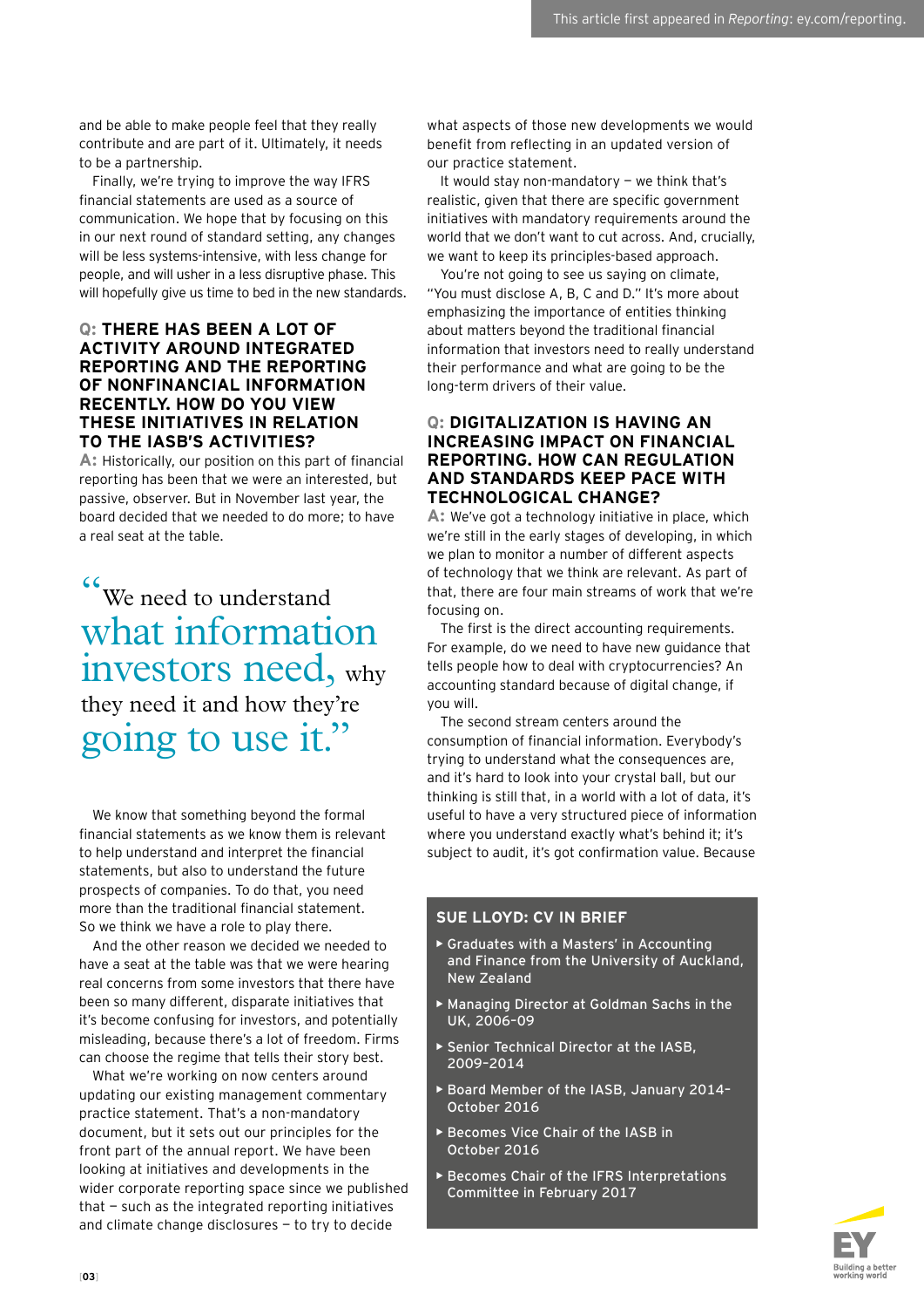and be able to make people feel that they really contribute and are part of it. Ultimately, it needs to be a partnership.

Finally, we're trying to improve the way IFRS financial statements are used as a source of communication. We hope that by focusing on this in our next round of standard setting, any changes will be less systems-intensive, with less change for people, and will usher in a less disruptive phase. This will hopefully give us time to bed in the new standards.

### Q: THERE HAS BEEN A LOT OF ACTIVITY AROUND INTEGRATED REPORTING AND THE REPORTING OF NONFINANCIAL INFORMATION RECENTLY. HOW DO YOU VIEW THESE INITIATIVES IN RELATION TO THE IASB'S ACTIVITIES?

**A:** Historically, our position on this part of financial reporting has been that we were an interested, but passive, observer. But in November last year, the board decided that we needed to do more; to have a real seat at the table.

> "We need to understand what information investors need, why they need it and how they're going to use it."

We know that something beyond the formal financial statements as we know them is relevant to help understand and interpret the financial statements, but also to understand the future prospects of companies. To do that, you need more than the traditional financial statement. So we think we have a role to play there.

And the other reason we decided we needed to have a seat at the table was that we were hearing real concerns from some investors that there have been so many different, disparate initiatives that it's become confusing for investors, and potentially misleading, because there's a lot of freedom. Firms can choose the regime that tells their story best.

What we're working on now centers around updating our existing management commentary practice statement. That's a non-mandatory document, but it sets out our principles for the front part of the annual report. We have been looking at initiatives and developments in the wider corporate reporting space since we published that — such as the integrated reporting initiatives and climate change disclosures — to try to decide what aspects of those new developments we would benefit from reflecting in an updated version of our practice statement.

It would stay non-mandatory — we think that's realistic, given that there are specific government initiatives with mandatory requirements around the world that we don't want to cut across. And, crucially, we want to keep its principles-based approach.

You're not going to see us saying on climate, "You must disclose A, B, C and D." It's more about emphasizing the importance of entities thinking about matters beyond the traditional financial information that investors need to really understand their performance and what are going to be the long-term drivers of their value.

### Q: DIGITALIZATION IS HAVING AN INCREASING IMPACT ON FINANCIAL REPORTING. HOW CAN REGULATION AND STANDARDS KEEP PACE WITH TECHNOLOGICAL CHANGE?

**A:** We've got a technology initiative in place, which we're still in the early stages of developing, in which we plan to monitor a number of different aspects of technology that we think are relevant. As part of that, there are four main streams of work that we're focusing on.

The first is the direct accounting requirements. For example, do we need to have new guidance that tells people how to deal with cryptocurrencies? An accounting standard because of digital change, if you will.

The second stream centers around the consumption of financial information. Everybody's trying to understand what the consequences are, and it's hard to look into your crystal ball, but our thinking is still that, in a world with a lot of data, it's useful to have a very structured piece of information where you understand exactly what's behind it; it's subject to audit, it's got confirmation value. Because

#### SUE LLOYD: CV IN BRIEF

- Graduates with a Masters' in Accounting and Finance from the University of Auckland, New Zealand
- Managing Director at Goldman Sachs in the UK, 2006–09
- Senior Technical Director at the IASB, 2009–2014
- Board Member of the IASB, January 2014–October 2016
- Becomes Vice Chair of the IASB in October 2016
- Becomes Chair of the IFRS Interpretations Committee in February 2017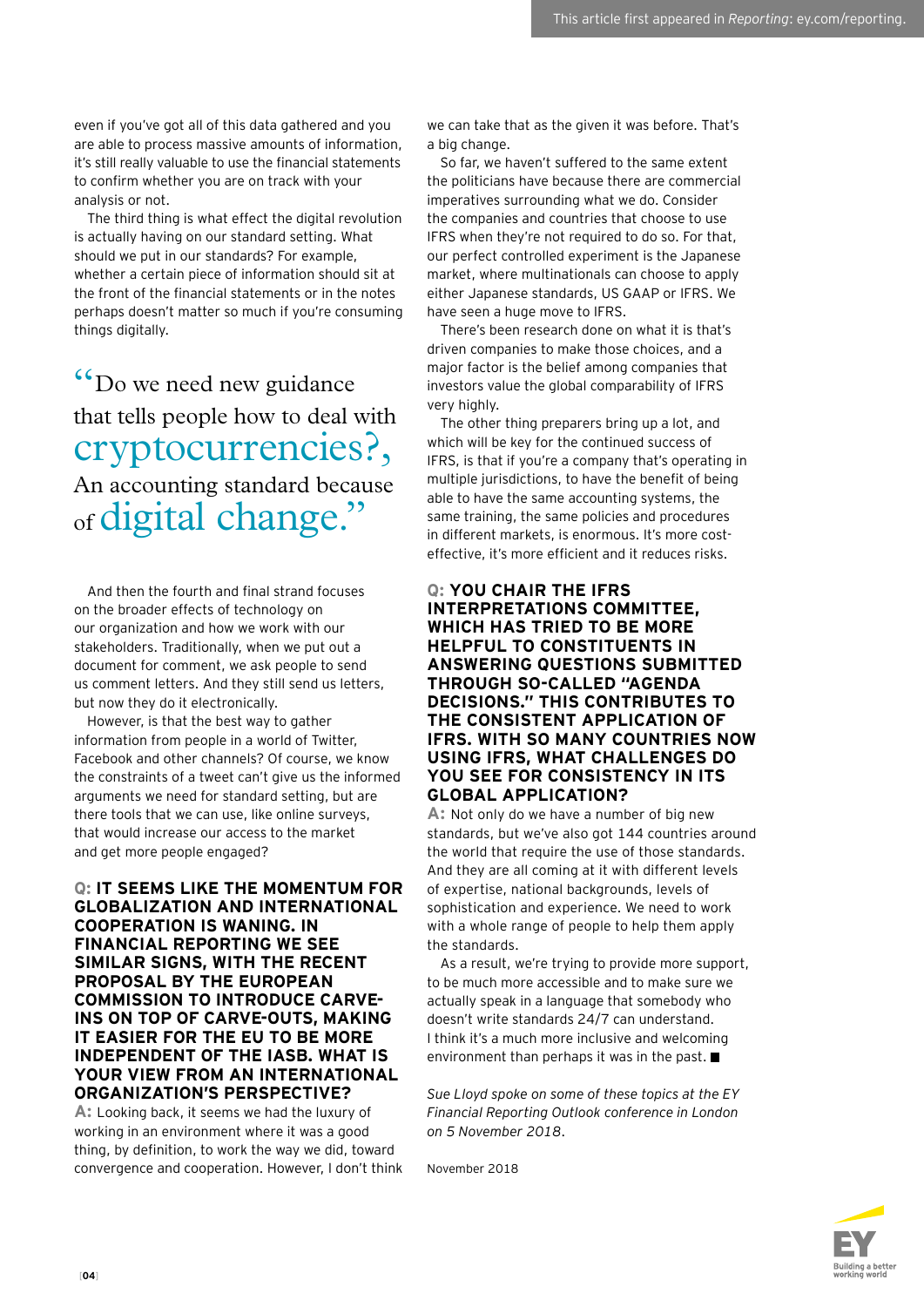even if you've got all of this data gathered and you are able to process massive amounts of information, it's still really valuable to use the financial statements to confirm whether you are on track with your analysis or not.

The third thing is what effect the digital revolution is actually having on our standard setting. What should we put in our standards? For example, whether a certain piece of information should sit at the front of the financial statements or in the notes perhaps doesn't matter so much if you're consuming things digitally.

> "Do we need new guidance that tells people how to deal with cryptocurrencies?, An accounting standard because of digital change."

And then the fourth and final strand focuses on the broader effects of technology on our organization and how we work with our stakeholders. Traditionally, when we put out a document for comment, we ask people to send us comment letters. And they still send us letters, but now they do it electronically.

However, is that the best way to gather information from people in a world of Twitter, Facebook and other channels? Of course, we know the constraints of a tweet can't give us the informed arguments we need for standard setting, but are there tools that we can use, like online surveys, that would increase our access to the market and get more people engaged?

**Q: IT SEEMS LIKE THE MOMENTUM FOR GLOBALIZATION AND INTERNATIONAL COOPERATION IS WANING. IN FINANCIAL REPORTING WE SEE SIMILAR SIGNS, WITH THE RECENT PROPOSAL BY THE EUROPEAN COMMISSION TO INTRODUCE CARVE-INS ON TOP OF CARVE-OUTS, MAKING IT EASIER FOR THE EU TO BE MORE INDEPENDENT OF THE IASB. WHAT IS YOUR VIEW FROM AN INTERNATIONAL ORGANIZATION'S PERSPECTIVE?**

**A:** Looking back, it seems we had the luxury of working in an environment where it was a good thing, by definition, to work the way we did, toward convergence and cooperation. However, I don't think we can take that as the given it was before. That's a big change.

So far, we haven't suffered to the same extent the politicians have because there are commercial imperatives surrounding what we do. Consider the companies and countries that choose to use IFRS when they're not required to do so. For that, our perfect controlled experiment is the Japanese market, where multinationals can choose to apply either Japanese standards, US GAAP or IFRS. We have seen a huge move to IFRS.

There's been research done on what it is that's driven companies to make those choices, and a major factor is the belief among companies that investors value the global comparability of IFRS very highly.

The other thing preparers bring up a lot, and which will be key for the continued success of IFRS, is that if you're a company that's operating in multiple jurisdictions, to have the benefit of being able to have the same accounting systems, the same training, the same policies and procedures in different markets, is enormous. It's more cost-effective, it's more efficient and it reduces risks.

**Q: YOU CHAIR THE IFRS INTERPRETATIONS COMMITTEE, WHICH HAS TRIED TO BE MORE HELPFUL TO CONSTITUENTS IN ANSWERING QUESTIONS SUBMITTED THROUGH SO-CALLED "AGENDA DECISIONS." THIS CONTRIBUTES TO THE CONSISTENT APPLICATION OF IFRS. WITH SO MANY COUNTRIES NOW USING IFRS, WHAT CHALLENGES DO YOU SEE FOR CONSISTENCY IN ITS GLOBAL APPLICATION?**

**A:** Not only do we have a number of big new standards, but we've also got 144 countries around the world that require the use of those standards. And they are all coming at it with different levels of expertise, national backgrounds, levels of sophistication and experience. We need to work with a whole range of people to help them apply the standards.

As a result, we're trying to provide more support, to be much more accessible and to make sure we actually speak in a language that somebody who doesn't write standards 24/7 can understand. I think it's a much more inclusive and welcoming environment than perhaps it was in the past. ■

*Sue Lloyd spoke on some of these topics at the EY Financial Reporting Outlook conference in London on 5 November 2018.*

November 2018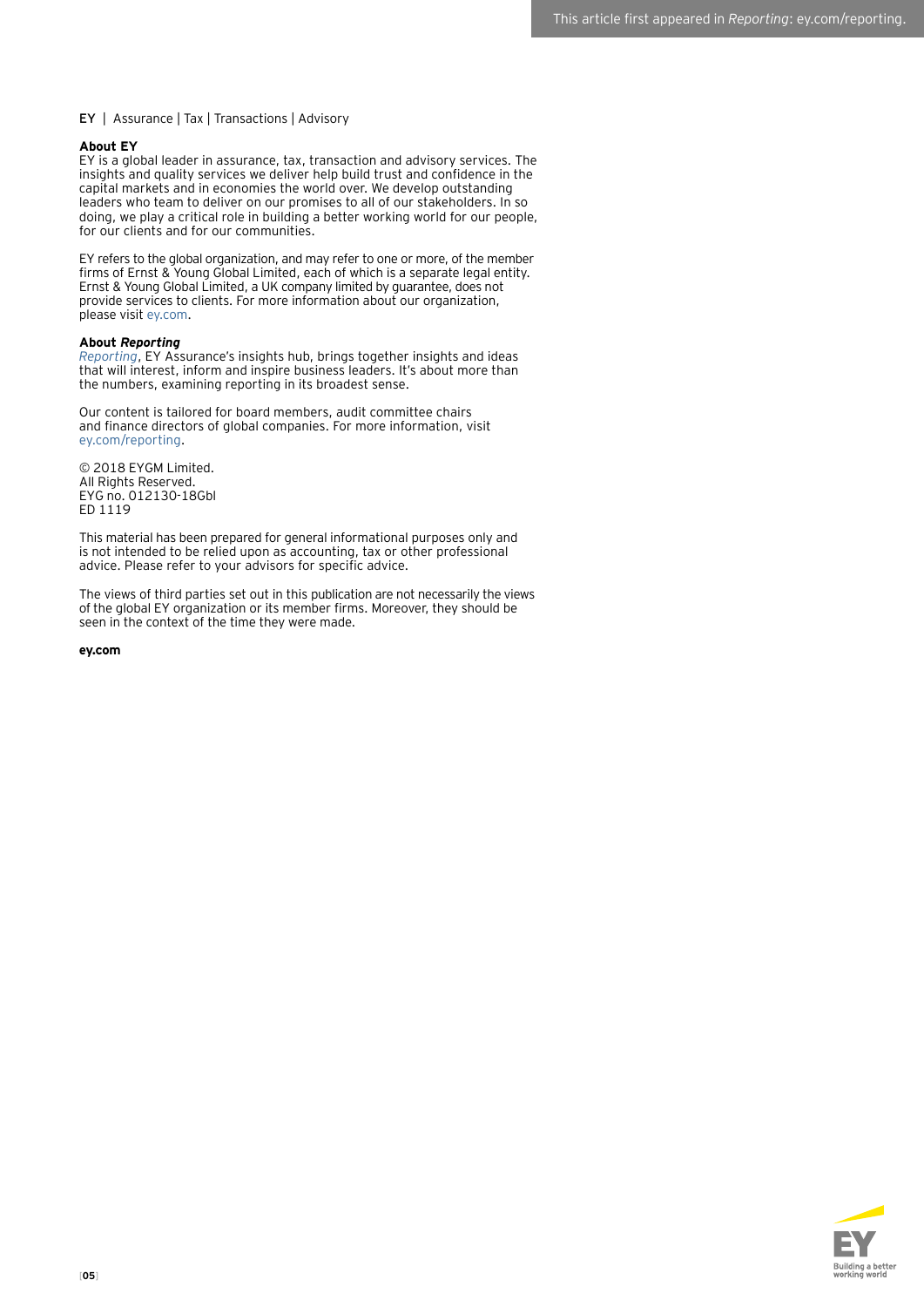EY | Assurance | Tax | Transactions | Advisory

**About EY**
EY is a global leader in assurance, tax, transaction and advisory services. The insights and quality services we deliver help build trust and confidence in the capital markets and in economies the world over. We develop outstanding leaders who team to deliver on our promises to all of our stakeholders. In so doing, we play a critical role in building a better working world for our people, for our clients and for our communities.

EY refers to the global organization, and may refer to one or more, of the member firms of Ernst & Young Global Limited, each of which is a separate legal entity. Ernst & Young Global Limited, a UK company limited by guarantee, does not provide services to clients. For more information about our organization, please visit ey.com.

**About *Reporting***
*Reporting*, EY Assurance's insights hub, brings together insights and ideas that will interest, inform and inspire business leaders. It's about more than the numbers, examining reporting in its broadest sense.

Our content is tailored for board members, audit committee chairs and finance directors of global companies. For more information, visit ey.com/reporting.

© 2018 EYGM Limited.
All Rights Reserved.
EYG no. 012130-18Gbl
ED 1119

This material has been prepared for general informational purposes only and is not intended to be relied upon as accounting, tax or other professional advice. Please refer to your advisors for specific advice.

The views of third parties set out in this publication are not necessarily the views of the global EY organization or its member firms. Moreover, they should be seen in the context of the time they were made.

**ey.com**